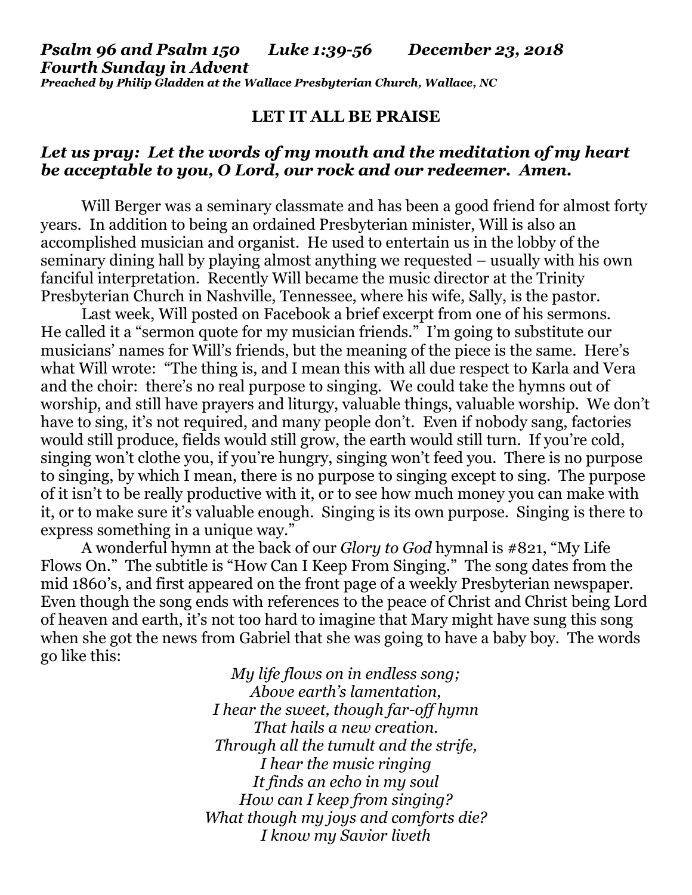***Psalm 96 and Psalm 150      Luke 1:39-56      December 23, 2018***
***Fourth Sunday in Advent***
***Preached by Philip Gladden at the Wallace Presbyterian Church, Wallace, NC***

**LET IT ALL BE PRAISE**

***Let us pray: Let the words of my mouth and the meditation of my heart be acceptable to you, O Lord, our rock and our redeemer. Amen.***

Will Berger was a seminary classmate and has been a good friend for almost forty years. In addition to being an ordained Presbyterian minister, Will is also an accomplished musician and organist. He used to entertain us in the lobby of the seminary dining hall by playing almost anything we requested – usually with his own fanciful interpretation. Recently Will became the music director at the Trinity Presbyterian Church in Nashville, Tennessee, where his wife, Sally, is the pastor.

Last week, Will posted on Facebook a brief excerpt from one of his sermons. He called it a "sermon quote for my musician friends." I'm going to substitute our musicians' names for Will's friends, but the meaning of the piece is the same. Here's what Will wrote: "The thing is, and I mean this with all due respect to Karla and Vera and the choir: there's no real purpose to singing. We could take the hymns out of worship, and still have prayers and liturgy, valuable things, valuable worship. We don't have to sing, it's not required, and many people don't. Even if nobody sang, factories would still produce, fields would still grow, the earth would still turn. If you're cold, singing won't clothe you, if you're hungry, singing won't feed you. There is no purpose to singing, by which I mean, there is no purpose to singing except to sing. The purpose of it isn't to be really productive with it, or to see how much money you can make with it, or to make sure it's valuable enough. Singing is its own purpose. Singing is there to express something in a unique way."

A wonderful hymn at the back of our *Glory to God* hymnal is #821, "My Life Flows On." The subtitle is "How Can I Keep From Singing." The song dates from the mid 1860's, and first appeared on the front page of a weekly Presbyterian newspaper. Even though the song ends with references to the peace of Christ and Christ being Lord of heaven and earth, it's not too hard to imagine that Mary might have sung this song when she got the news from Gabriel that she was going to have a baby boy. The words go like this:

*My life flows on in endless song;*
*Above earth's lamentation,*
*I hear the sweet, though far-off hymn*
*That hails a new creation.*
*Through all the tumult and the strife,*
*I hear the music ringing*
*It finds an echo in my soul*
*How can I keep from singing?*
*What though my joys and comforts die?*
*I know my Savior liveth*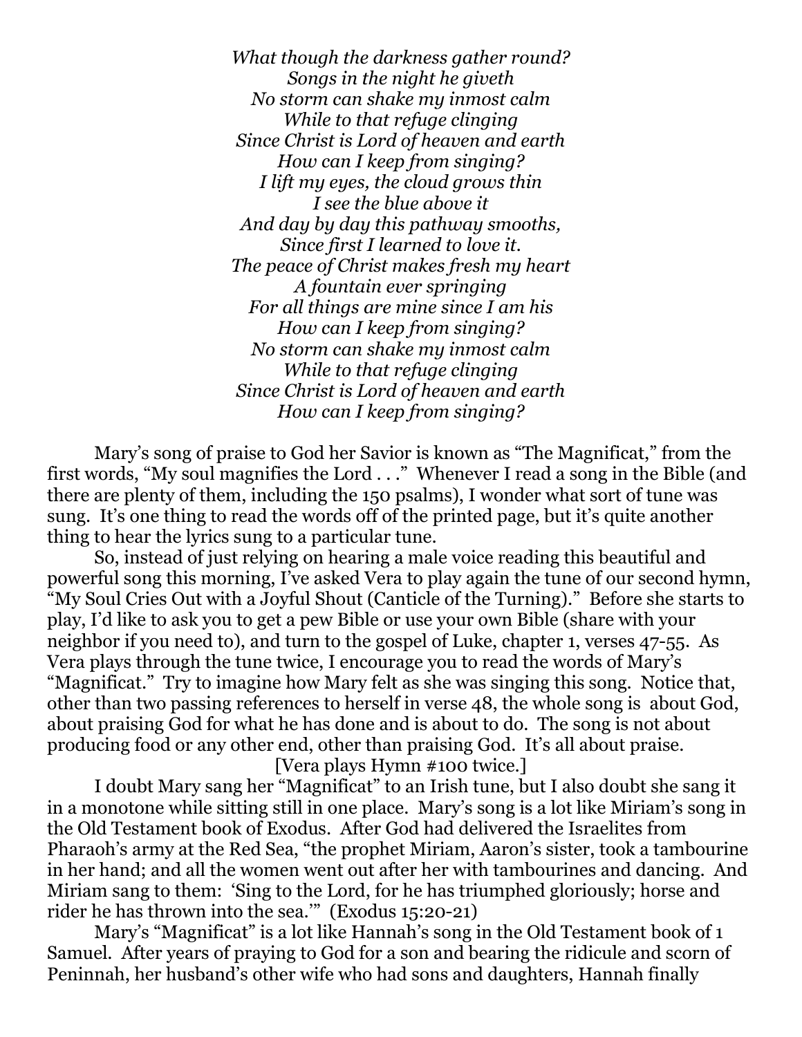*What though the darkness gather round?*
*Songs in the night he giveth*
*No storm can shake my inmost calm*
*While to that refuge clinging*
*Since Christ is Lord of heaven and earth*
*How can I keep from singing?*
*I lift my eyes, the cloud grows thin*
*I see the blue above it*
*And day by day this pathway smooths,*
*Since first I learned to love it.*
*The peace of Christ makes fresh my heart*
*A fountain ever springing*
*For all things are mine since I am his*
*How can I keep from singing?*
*No storm can shake my inmost calm*
*While to that refuge clinging*
*Since Christ is Lord of heaven and earth*
*How can I keep from singing?*

Mary's song of praise to God her Savior is known as "The Magnificat," from the first words, "My soul magnifies the Lord . . ." Whenever I read a song in the Bible (and there are plenty of them, including the 150 psalms), I wonder what sort of tune was sung. It's one thing to read the words off of the printed page, but it's quite another thing to hear the lyrics sung to a particular tune.

So, instead of just relying on hearing a male voice reading this beautiful and powerful song this morning, I've asked Vera to play again the tune of our second hymn, "My Soul Cries Out with a Joyful Shout (Canticle of the Turning)." Before she starts to play, I'd like to ask you to get a pew Bible or use your own Bible (share with your neighbor if you need to), and turn to the gospel of Luke, chapter 1, verses 47-55. As Vera plays through the tune twice, I encourage you to read the words of Mary's "Magnificat." Try to imagine how Mary felt as she was singing this song. Notice that, other than two passing references to herself in verse 48, the whole song is about God, about praising God for what he has done and is about to do. The song is not about producing food or any other end, other than praising God. It's all about praise.

[Vera plays Hymn #100 twice.]

I doubt Mary sang her "Magnificat" to an Irish tune, but I also doubt she sang it in a monotone while sitting still in one place. Mary's song is a lot like Miriam's song in the Old Testament book of Exodus. After God had delivered the Israelites from Pharaoh's army at the Red Sea, "the prophet Miriam, Aaron's sister, took a tambourine in her hand; and all the women went out after her with tambourines and dancing. And Miriam sang to them: 'Sing to the Lord, for he has triumphed gloriously; horse and rider he has thrown into the sea.'" (Exodus 15:20-21)

Mary's "Magnificat" is a lot like Hannah's song in the Old Testament book of 1 Samuel. After years of praying to God for a son and bearing the ridicule and scorn of Peninnah, her husband's other wife who had sons and daughters, Hannah finally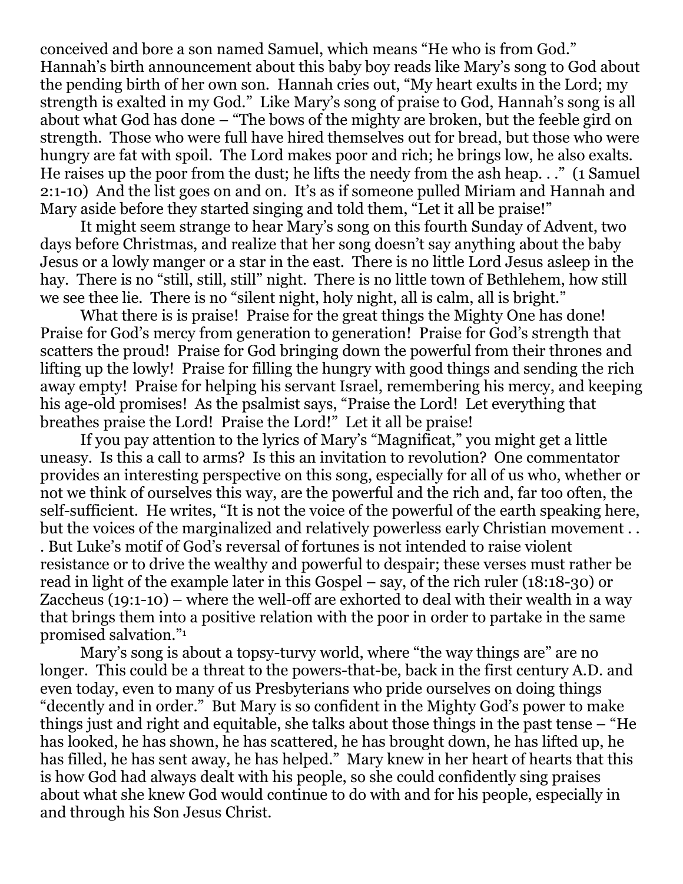conceived and bore a son named Samuel, which means "He who is from God." Hannah's birth announcement about this baby boy reads like Mary's song to God about the pending birth of her own son. Hannah cries out, "My heart exults in the Lord; my strength is exalted in my God." Like Mary's song of praise to God, Hannah's song is all about what God has done – "The bows of the mighty are broken, but the feeble gird on strength. Those who were full have hired themselves out for bread, but those who were hungry are fat with spoil. The Lord makes poor and rich; he brings low, he also exalts. He raises up the poor from the dust; he lifts the needy from the ash heap. . ." (1 Samuel 2:1-10) And the list goes on and on. It's as if someone pulled Miriam and Hannah and Mary aside before they started singing and told them, "Let it all be praise!"

It might seem strange to hear Mary's song on this fourth Sunday of Advent, two days before Christmas, and realize that her song doesn't say anything about the baby Jesus or a lowly manger or a star in the east. There is no little Lord Jesus asleep in the hay. There is no "still, still, still" night. There is no little town of Bethlehem, how still we see thee lie. There is no "silent night, holy night, all is calm, all is bright."

What there is is praise! Praise for the great things the Mighty One has done! Praise for God's mercy from generation to generation! Praise for God's strength that scatters the proud! Praise for God bringing down the powerful from their thrones and lifting up the lowly! Praise for filling the hungry with good things and sending the rich away empty! Praise for helping his servant Israel, remembering his mercy, and keeping his age-old promises! As the psalmist says, "Praise the Lord! Let everything that breathes praise the Lord! Praise the Lord!" Let it all be praise!

If you pay attention to the lyrics of Mary's "Magnificat," you might get a little uneasy. Is this a call to arms? Is this an invitation to revolution? One commentator provides an interesting perspective on this song, especially for all of us who, whether or not we think of ourselves this way, are the powerful and the rich and, far too often, the self-sufficient. He writes, "It is not the voice of the powerful of the earth speaking here, but the voices of the marginalized and relatively powerless early Christian movement . . . But Luke's motif of God's reversal of fortunes is not intended to raise violent resistance or to drive the wealthy and powerful to despair; these verses must rather be read in light of the example later in this Gospel – say, of the rich ruler (18:18-30) or Zaccheus (19:1-10) – where the well-off are exhorted to deal with their wealth in a way that brings them into a positive relation with the poor in order to partake in the same promised salvation."[1]

Mary's song is about a topsy-turvy world, where "the way things are" are no longer. This could be a threat to the powers-that-be, back in the first century A.D. and even today, even to many of us Presbyterians who pride ourselves on doing things "decently and in order." But Mary is so confident in the Mighty God's power to make things just and right and equitable, she talks about those things in the past tense – "He has looked, he has shown, he has scattered, he has brought down, he has lifted up, he has filled, he has sent away, he has helped." Mary knew in her heart of hearts that this is how God had always dealt with his people, so she could confidently sing praises about what she knew God would continue to do with and for his people, especially in and through his Son Jesus Christ.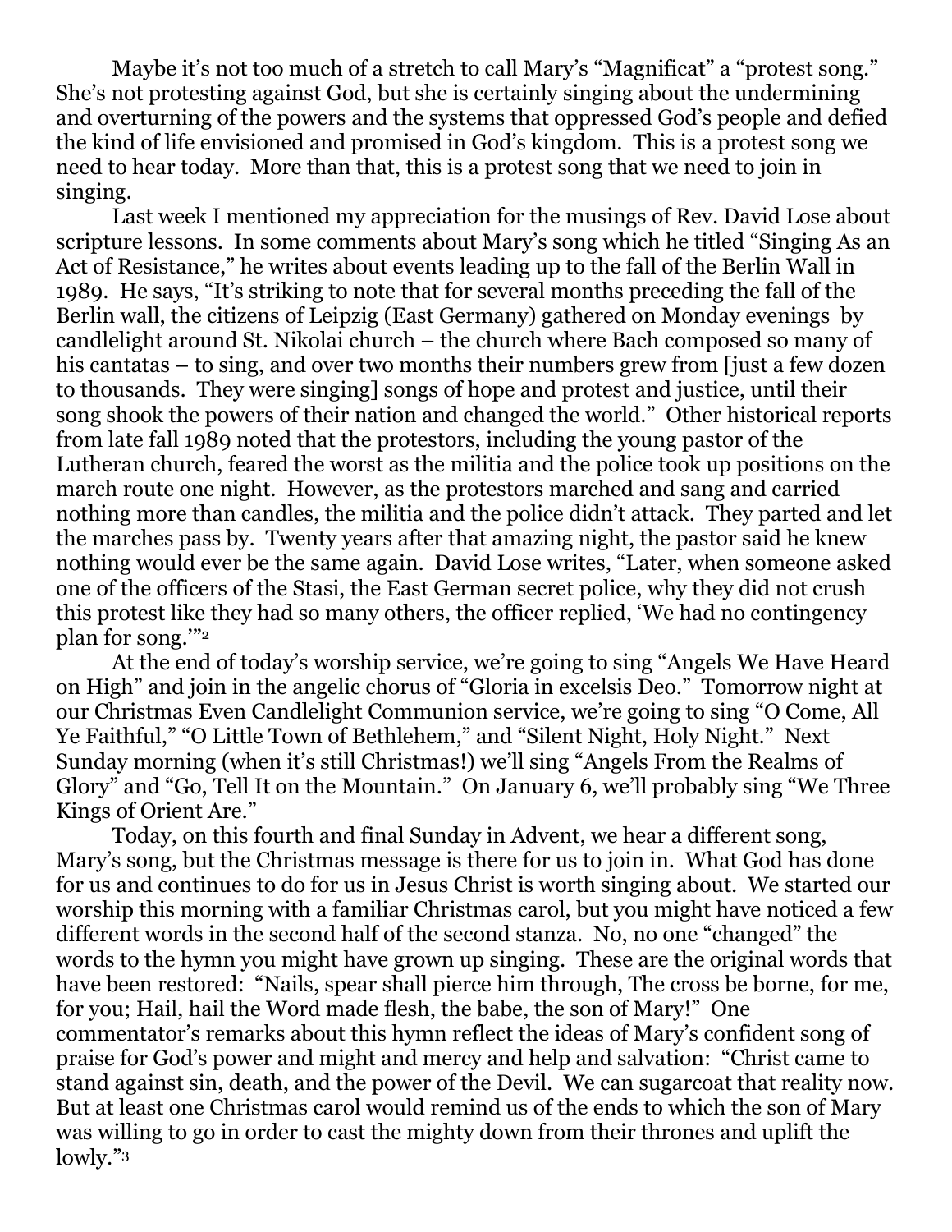Maybe it's not too much of a stretch to call Mary's "Magnificat" a "protest song." She's not protesting against God, but she is certainly singing about the undermining and overturning of the powers and the systems that oppressed God's people and defied the kind of life envisioned and promised in God's kingdom. This is a protest song we need to hear today. More than that, this is a protest song that we need to join in singing.

Last week I mentioned my appreciation for the musings of Rev. David Lose about scripture lessons. In some comments about Mary's song which he titled "Singing As an Act of Resistance," he writes about events leading up to the fall of the Berlin Wall in 1989. He says, "It's striking to note that for several months preceding the fall of the Berlin wall, the citizens of Leipzig (East Germany) gathered on Monday evenings by candlelight around St. Nikolai church – the church where Bach composed so many of his cantatas – to sing, and over two months their numbers grew from [just a few dozen to thousands. They were singing] songs of hope and protest and justice, until their song shook the powers of their nation and changed the world." Other historical reports from late fall 1989 noted that the protestors, including the young pastor of the Lutheran church, feared the worst as the militia and the police took up positions on the march route one night. However, as the protestors marched and sang and carried nothing more than candles, the militia and the police didn't attack. They parted and let the marches pass by. Twenty years after that amazing night, the pastor said he knew nothing would ever be the same again. David Lose writes, "Later, when someone asked one of the officers of the Stasi, the East German secret police, why they did not crush this protest like they had so many others, the officer replied, 'We had no contingency plan for song.'"[2]

At the end of today's worship service, we're going to sing "Angels We Have Heard on High" and join in the angelic chorus of "Gloria in excelsis Deo." Tomorrow night at our Christmas Even Candlelight Communion service, we're going to sing "O Come, All Ye Faithful," "O Little Town of Bethlehem," and "Silent Night, Holy Night." Next Sunday morning (when it's still Christmas!) we'll sing "Angels From the Realms of Glory" and "Go, Tell It on the Mountain." On January 6, we'll probably sing "We Three Kings of Orient Are."

Today, on this fourth and final Sunday in Advent, we hear a different song, Mary's song, but the Christmas message is there for us to join in. What God has done for us and continues to do for us in Jesus Christ is worth singing about. We started our worship this morning with a familiar Christmas carol, but you might have noticed a few different words in the second half of the second stanza. No, no one "changed" the words to the hymn you might have grown up singing. These are the original words that have been restored: "Nails, spear shall pierce him through, The cross be borne, for me, for you; Hail, hail the Word made flesh, the babe, the son of Mary!" One commentator's remarks about this hymn reflect the ideas of Mary's confident song of praise for God's power and might and mercy and help and salvation: "Christ came to stand against sin, death, and the power of the Devil. We can sugarcoat that reality now. But at least one Christmas carol would remind us of the ends to which the son of Mary was willing to go in order to cast the mighty down from their thrones and uplift the lowly."[3]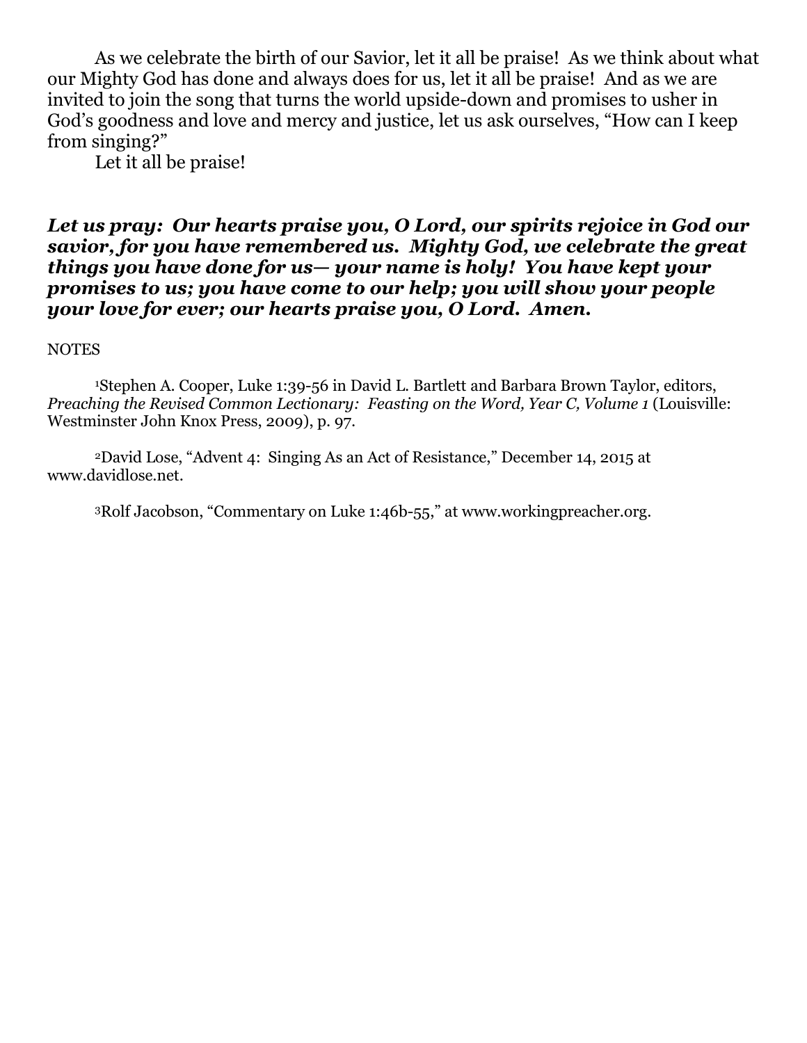As we celebrate the birth of our Savior, let it all be praise! As we think about what our Mighty God has done and always does for us, let it all be praise! And as we are invited to join the song that turns the world upside-down and promises to usher in God's goodness and love and mercy and justice, let us ask ourselves, "How can I keep from singing?"

Let it all be praise!

***Let us pray: Our hearts praise you, O Lord, our spirits rejoice in God our savior, for you have remembered us. Mighty God, we celebrate the great things you have done for us— your name is holy! You have kept your promises to us; you have come to our help; you will show your people your love for ever; our hearts praise you, O Lord. Amen.***

NOTES

[1]Stephen A. Cooper, Luke 1:39-56 in David L. Bartlett and Barbara Brown Taylor, editors, *Preaching the Revised Common Lectionary: Feasting on the Word, Year C, Volume 1* (Louisville: Westminster John Knox Press, 2009), p. 97.

[2]David Lose, "Advent 4: Singing As an Act of Resistance," December 14, 2015 at www.davidlose.net.

[3]Rolf Jacobson, "Commentary on Luke 1:46b-55," at www.workingpreacher.org.